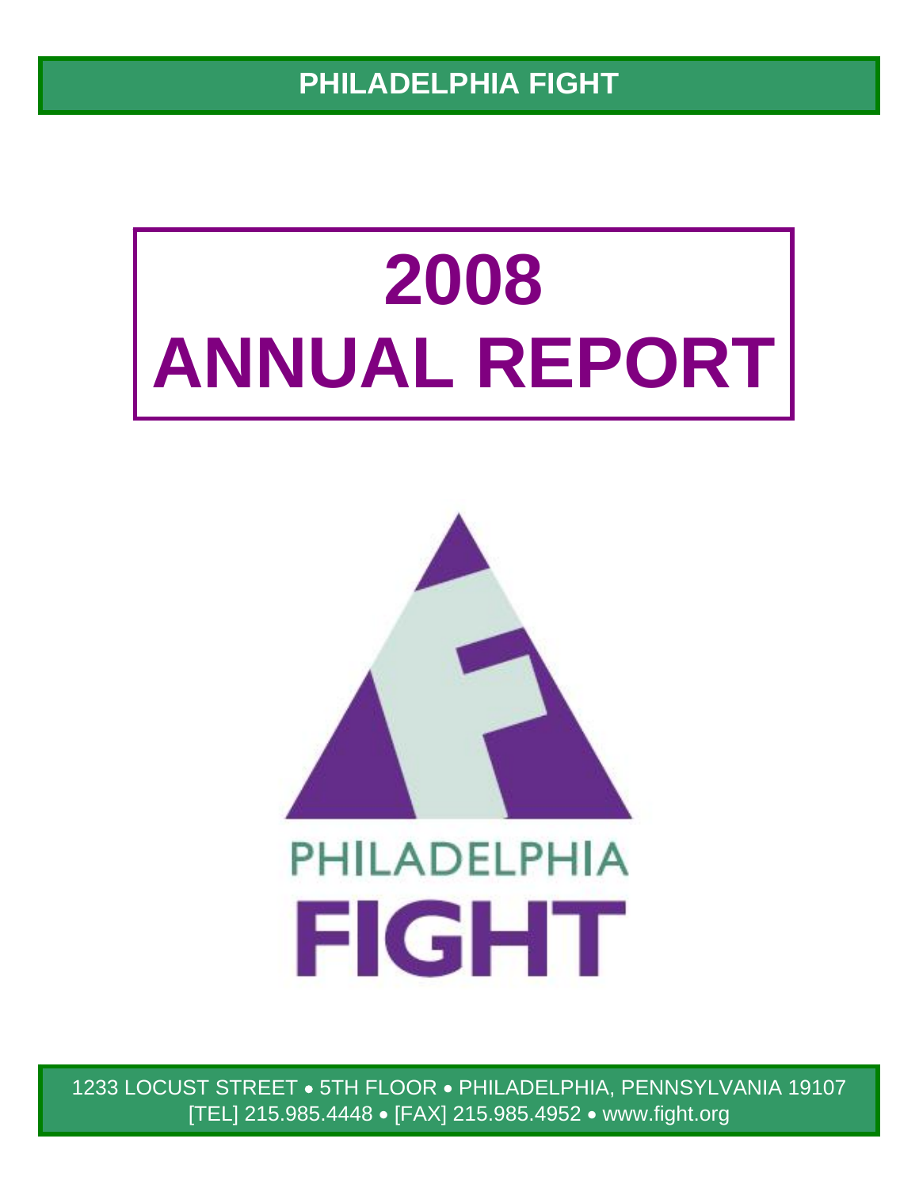PHILADELPHIA FIGHT

# 2008 ANNUAL REPORT

PHILADELPHIA

FIGHT

1233 LOCUST STREET • 5TH FLOOR • PHILADELPHIA, PENNSYLVANIA 19107
[TEL] 215.985.4448 • [FAX] 215.985.4952 • www.fight.org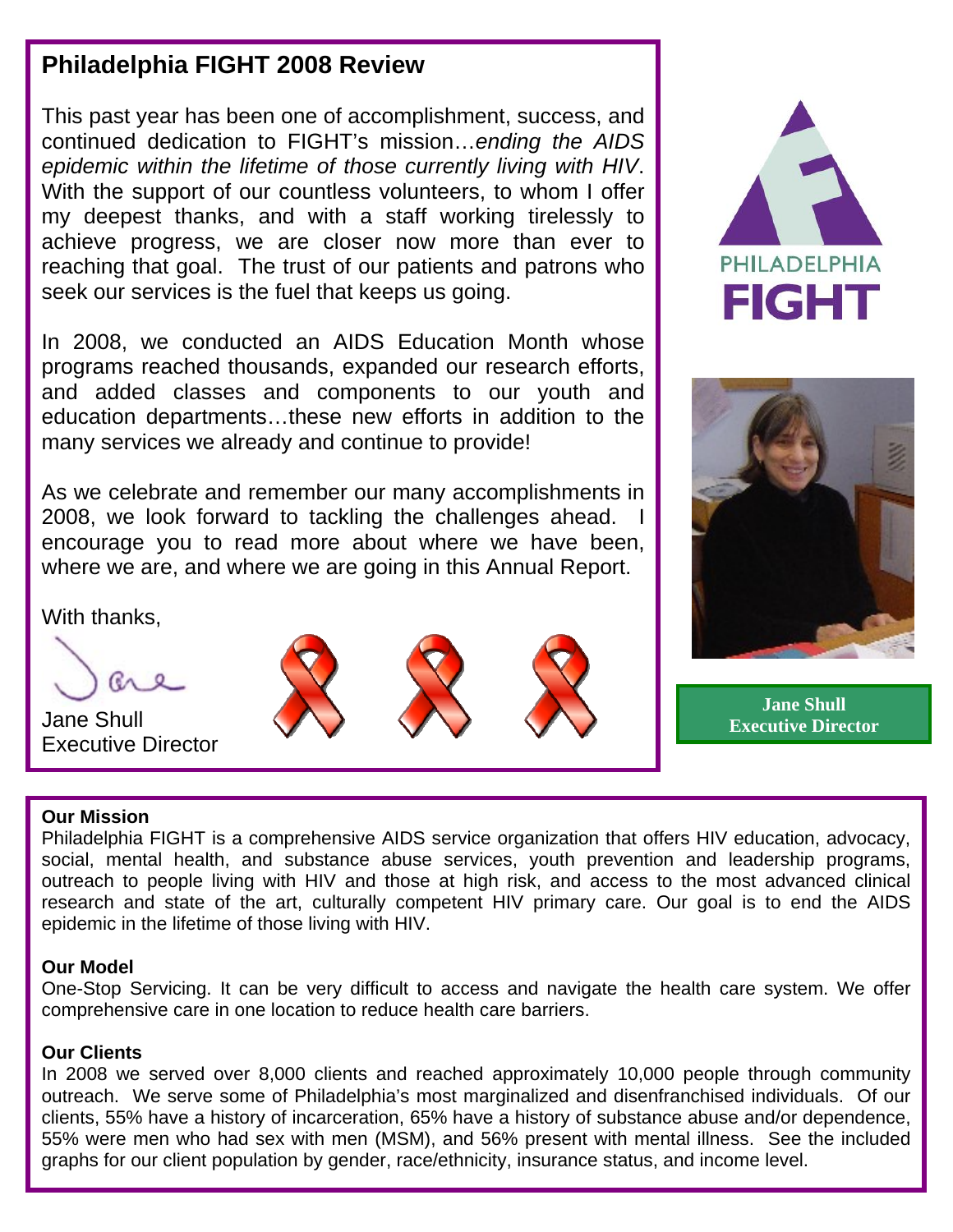## Philadelphia FIGHT 2008 Review

This past year has been one of accomplishment, success, and continued dedication to FIGHT's mission…*ending the AIDS epidemic within the lifetime of those currently living with HIV*. With the support of our countless volunteers, to whom I offer my deepest thanks, and with a staff working tirelessly to achieve progress, we are closer now more than ever to reaching that goal. The trust of our patients and patrons who seek our services is the fuel that keeps us going.

In 2008, we conducted an AIDS Education Month whose programs reached thousands, expanded our research efforts, and added classes and components to our youth and education departments…these new efforts in addition to the many services we already and continue to provide!

As we celebrate and remember our many accomplishments in 2008, we look forward to tackling the challenges ahead. I encourage you to read more about where we have been, where we are, and where we are going in this Annual Report.

With thanks,

Jane Shull
Executive Director

PHILADELPHIA FIGHT

**Jane Shull**
**Executive Director**

**Our Mission**

Philadelphia FIGHT is a comprehensive AIDS service organization that offers HIV education, advocacy, social, mental health, and substance abuse services, youth prevention and leadership programs, outreach to people living with HIV and those at high risk, and access to the most advanced clinical research and state of the art, culturally competent HIV primary care. Our goal is to end the AIDS epidemic in the lifetime of those living with HIV.

**Our Model**

One-Stop Servicing. It can be very difficult to access and navigate the health care system. We offer comprehensive care in one location to reduce health care barriers.

**Our Clients**

In 2008 we served over 8,000 clients and reached approximately 10,000 people through community outreach. We serve some of Philadelphia's most marginalized and disenfranchised individuals. Of our clients, 55% have a history of incarceration, 65% have a history of substance abuse and/or dependence, 55% were men who had sex with men (MSM), and 56% present with mental illness. See the included graphs for our client population by gender, race/ethnicity, insurance status, and income level.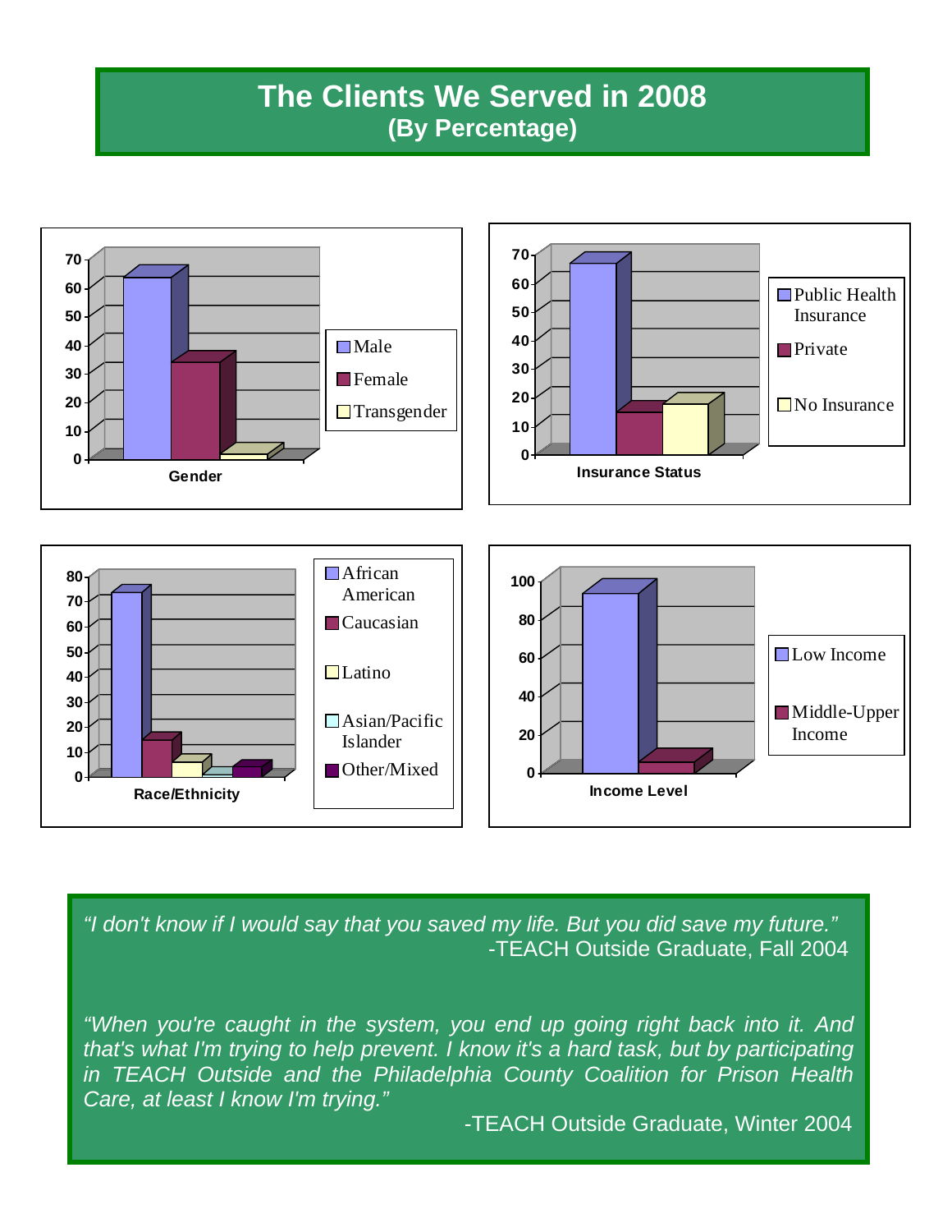# The Clients We Served in 2008

## (By Percentage)

**Gender**

- Male
- Female
- Transgender

**Insurance Status**

- Public Health Insurance
- Private
- No Insurance

**Race/Ethnicity**

- African American
- Caucasian
- Latino
- Asian/Pacific Islander
- Other/Mixed

**Income Level**

- Low Income
- Middle-Upper Income

*"I don't know if I would say that you saved my life. But you did save my future."*

-TEACH Outside Graduate, Fall 2004

*"When you're caught in the system, you end up going right back into it. And that's what I'm trying to help prevent. I know it's a hard task, but by participating in TEACH Outside and the Philadelphia County Coalition for Prison Health Care, at least I know I'm trying."*

-TEACH Outside Graduate, Winter 2004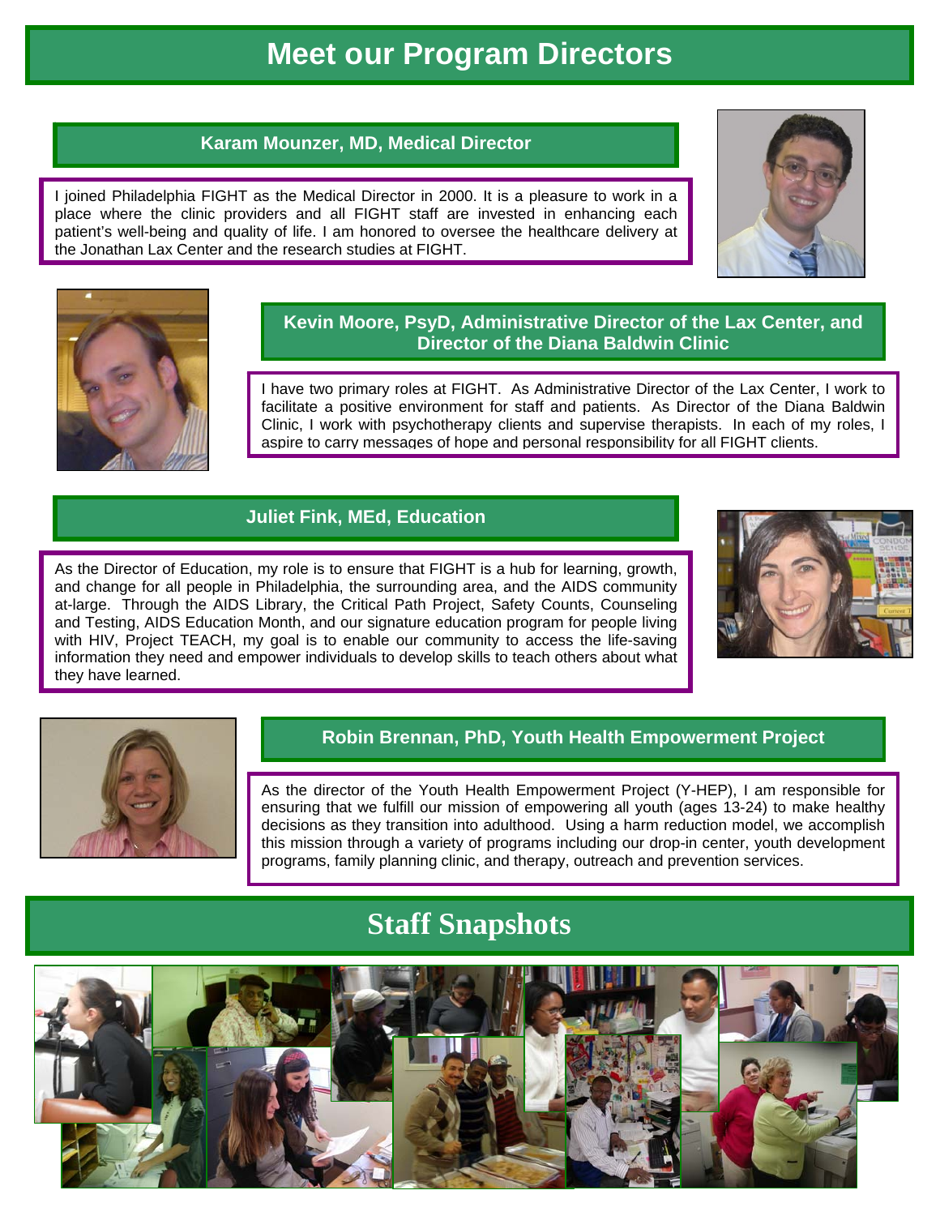# Meet our Program Directors

### Karam Mounzer, MD, Medical Director

I joined Philadelphia FIGHT as the Medical Director in 2000. It is a pleasure to work in a place where the clinic providers and all FIGHT staff are invested in enhancing each patient's well-being and quality of life. I am honored to oversee the healthcare delivery at the Jonathan Lax Center and the research studies at FIGHT.

### Kevin Moore, PsyD, Administrative Director of the Lax Center, and Director of the Diana Baldwin Clinic

I have two primary roles at FIGHT. As Administrative Director of the Lax Center, I work to facilitate a positive environment for staff and patients. As Director of the Diana Baldwin Clinic, I work with psychotherapy clients and supervise therapists. In each of my roles, I aspire to carry messages of hope and personal responsibility for all FIGHT clients.

### Juliet Fink, MEd, Education

As the Director of Education, my role is to ensure that FIGHT is a hub for learning, growth, and change for all people in Philadelphia, the surrounding area, and the AIDS community at-large. Through the AIDS Library, the Critical Path Project, Safety Counts, Counseling and Testing, AIDS Education Month, and our signature education program for people living with HIV, Project TEACH, my goal is to enable our community to access the life-saving information they need and empower individuals to develop skills to teach others about what they have learned.

### Robin Brennan, PhD, Youth Health Empowerment Project

As the director of the Youth Health Empowerment Project (Y-HEP), I am responsible for ensuring that we fulfill our mission of empowering all youth (ages 13-24) to make healthy decisions as they transition into adulthood. Using a harm reduction model, we accomplish this mission through a variety of programs including our drop-in center, youth development programs, family planning clinic, and therapy, outreach and prevention services.

# Staff Snapshots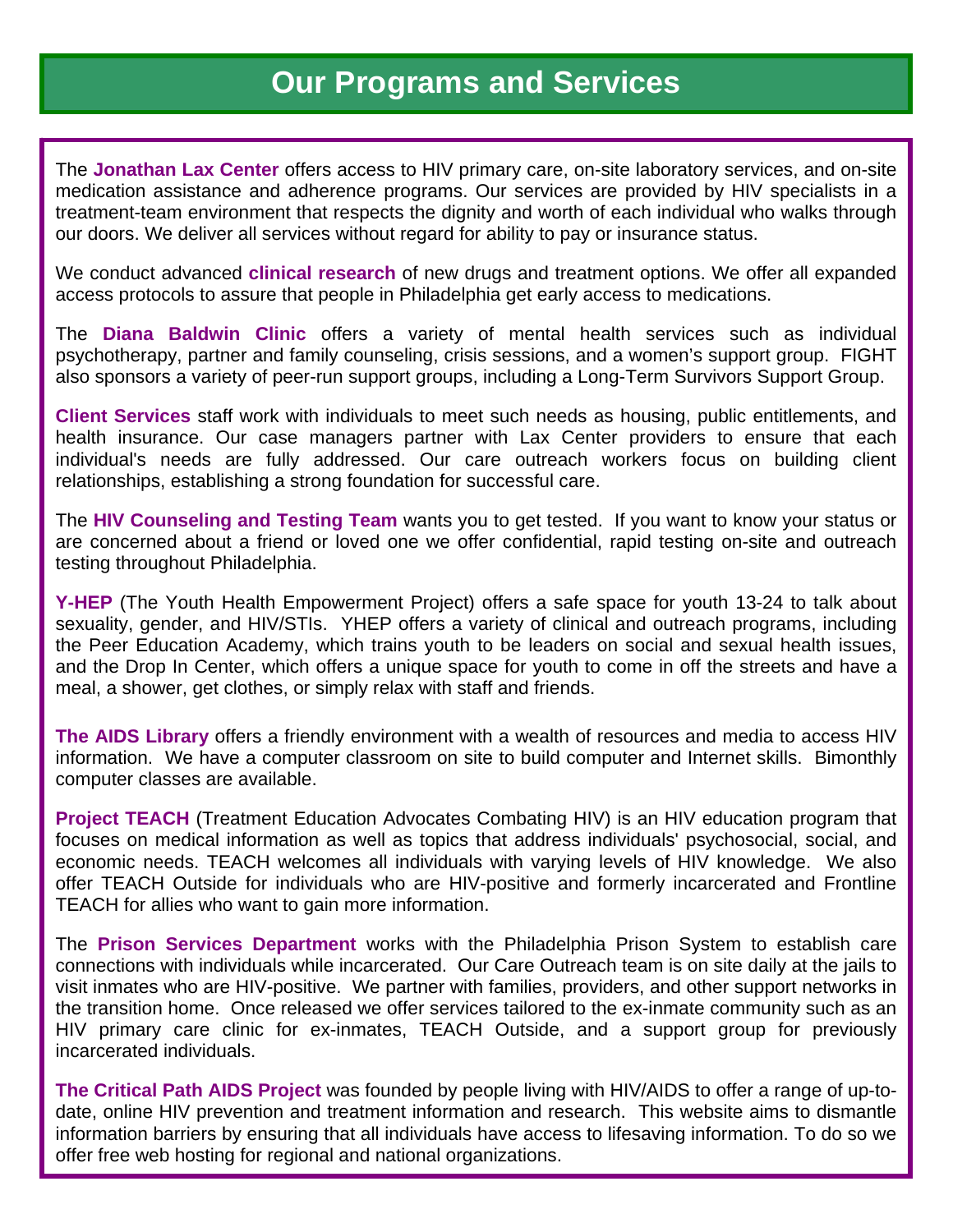# Our Programs and Services

The **Jonathan Lax Center** offers access to HIV primary care, on-site laboratory services, and on-site medication assistance and adherence programs. Our services are provided by HIV specialists in a treatment-team environment that respects the dignity and worth of each individual who walks through our doors. We deliver all services without regard for ability to pay or insurance status.

We conduct advanced **clinical research** of new drugs and treatment options. We offer all expanded access protocols to assure that people in Philadelphia get early access to medications.

The **Diana Baldwin Clinic** offers a variety of mental health services such as individual psychotherapy, partner and family counseling, crisis sessions, and a women's support group. FIGHT also sponsors a variety of peer-run support groups, including a Long-Term Survivors Support Group.

**Client Services** staff work with individuals to meet such needs as housing, public entitlements, and health insurance. Our case managers partner with Lax Center providers to ensure that each individual's needs are fully addressed. Our care outreach workers focus on building client relationships, establishing a strong foundation for successful care.

The **HIV Counseling and Testing Team** wants you to get tested. If you want to know your status or are concerned about a friend or loved one we offer confidential, rapid testing on-site and outreach testing throughout Philadelphia.

**Y-HEP** (The Youth Health Empowerment Project) offers a safe space for youth 13-24 to talk about sexuality, gender, and HIV/STIs. YHEP offers a variety of clinical and outreach programs, including the Peer Education Academy, which trains youth to be leaders on social and sexual health issues, and the Drop In Center, which offers a unique space for youth to come in off the streets and have a meal, a shower, get clothes, or simply relax with staff and friends.

**The AIDS Library** offers a friendly environment with a wealth of resources and media to access HIV information. We have a computer classroom on site to build computer and Internet skills. Bimonthly computer classes are available.

**Project TEACH** (Treatment Education Advocates Combating HIV) is an HIV education program that focuses on medical information as well as topics that address individuals' psychosocial, social, and economic needs. TEACH welcomes all individuals with varying levels of HIV knowledge. We also offer TEACH Outside for individuals who are HIV-positive and formerly incarcerated and Frontline TEACH for allies who want to gain more information.

The **Prison Services Department** works with the Philadelphia Prison System to establish care connections with individuals while incarcerated. Our Care Outreach team is on site daily at the jails to visit inmates who are HIV-positive. We partner with families, providers, and other support networks in the transition home. Once released we offer services tailored to the ex-inmate community such as an HIV primary care clinic for ex-inmates, TEACH Outside, and a support group for previously incarcerated individuals.

**The Critical Path AIDS Project** was founded by people living with HIV/AIDS to offer a range of up-to-date, online HIV prevention and treatment information and research. This website aims to dismantle information barriers by ensuring that all individuals have access to lifesaving information. To do so we offer free web hosting for regional and national organizations.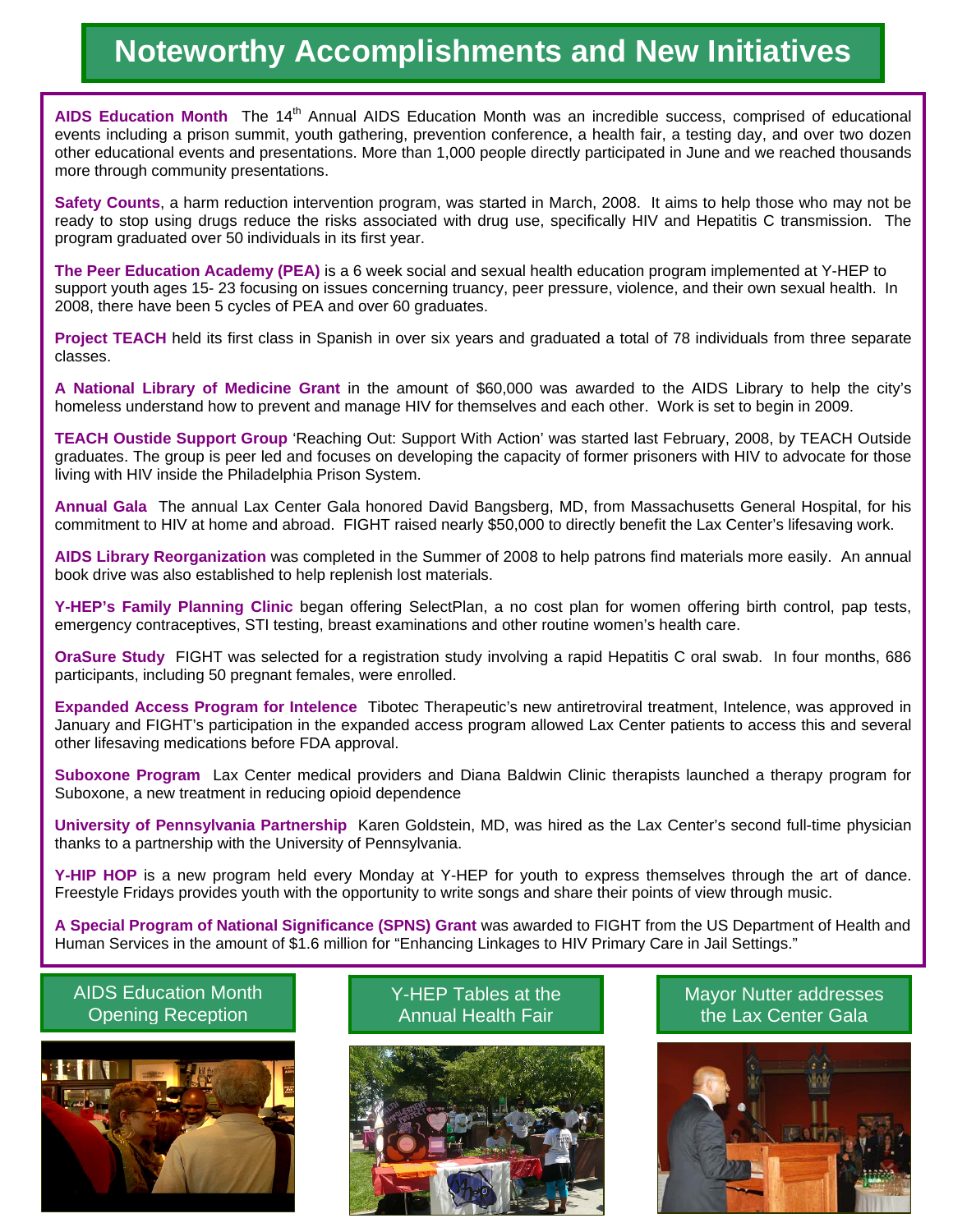# Noteworthy Accomplishments and New Initiatives

**AIDS Education Month** The 14th Annual AIDS Education Month was an incredible success, comprised of educational events including a prison summit, youth gathering, prevention conference, a health fair, a testing day, and over two dozen other educational events and presentations. More than 1,000 people directly participated in June and we reached thousands more through community presentations.

**Safety Counts**, a harm reduction intervention program, was started in March, 2008. It aims to help those who may not be ready to stop using drugs reduce the risks associated with drug use, specifically HIV and Hepatitis C transmission. The program graduated over 50 individuals in its first year.

**The Peer Education Academy (PEA)** is a 6 week social and sexual health education program implemented at Y-HEP to support youth ages 15- 23 focusing on issues concerning truancy, peer pressure, violence, and their own sexual health. In 2008, there have been 5 cycles of PEA and over 60 graduates.

**Project TEACH** held its first class in Spanish in over six years and graduated a total of 78 individuals from three separate classes.

**A National Library of Medicine Grant** in the amount of $60,000 was awarded to the AIDS Library to help the city's homeless understand how to prevent and manage HIV for themselves and each other. Work is set to begin in 2009.

**TEACH Oustide Support Group** 'Reaching Out: Support With Action' was started last February, 2008, by TEACH Outside graduates. The group is peer led and focuses on developing the capacity of former prisoners with HIV to advocate for those living with HIV inside the Philadelphia Prison System.

**Annual Gala** The annual Lax Center Gala honored David Bangsberg, MD, from Massachusetts General Hospital, for his commitment to HIV at home and abroad. FIGHT raised nearly $50,000 to directly benefit the Lax Center's lifesaving work.

**AIDS Library Reorganization** was completed in the Summer of 2008 to help patrons find materials more easily. An annual book drive was also established to help replenish lost materials.

**Y-HEP's Family Planning Clinic** began offering SelectPlan, a no cost plan for women offering birth control, pap tests, emergency contraceptives, STI testing, breast examinations and other routine women's health care.

**OraSure Study** FIGHT was selected for a registration study involving a rapid Hepatitis C oral swab. In four months, 686 participants, including 50 pregnant females, were enrolled.

**Expanded Access Program for Intelence** Tibotec Therapeutic's new antiretroviral treatment, Intelence, was approved in January and FIGHT's participation in the expanded access program allowed Lax Center patients to access this and several other lifesaving medications before FDA approval.

**Suboxone Program** Lax Center medical providers and Diana Baldwin Clinic therapists launched a therapy program for Suboxone, a new treatment in reducing opioid dependence

**University of Pennsylvania Partnership** Karen Goldstein, MD, was hired as the Lax Center's second full-time physician thanks to a partnership with the University of Pennsylvania.

**Y-HIP HOP** is a new program held every Monday at Y-HEP for youth to express themselves through the art of dance. Freestyle Fridays provides youth with the opportunity to write songs and share their points of view through music.

**A Special Program of National Significance (SPNS) Grant** was awarded to FIGHT from the US Department of Health and Human Services in the amount of $1.6 million for "Enhancing Linkages to HIV Primary Care in Jail Settings."

AIDS Education Month Opening Reception

Y-HEP Tables at the Annual Health Fair

Mayor Nutter addresses the Lax Center Gala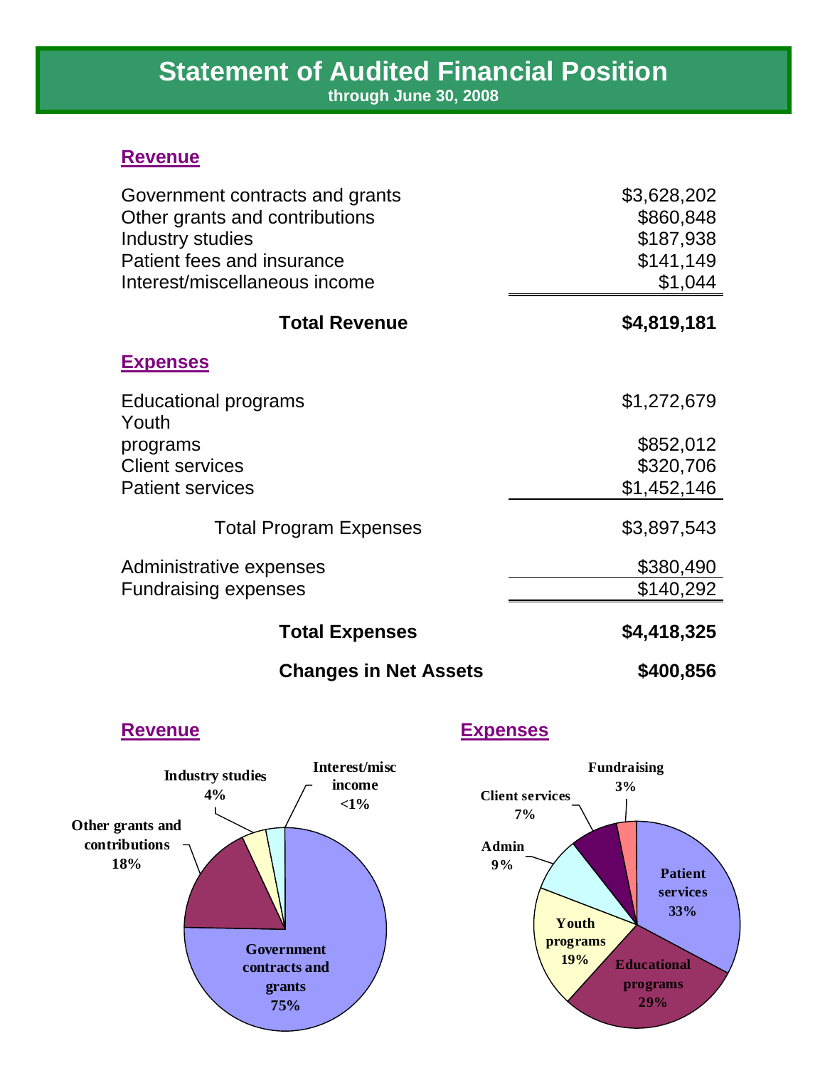# Statement of Audited Financial Position

**through June 30, 2008**

## Revenue

| | |
|---|---|
| Government contracts and grants | $3,628,202 |
| Other grants and contributions | $860,848 |
| Industry studies | $187,938 |
| Patient fees and insurance | $141,149 |
| Interest/miscellaneous income | $1,044 |
| **Total Revenue** | **$4,819,181** |

## Expenses

| | |
|---|---|
| Educational programs | $1,272,679 |
| Youth programs | $852,012 |
| Client services | $320,706 |
| Patient services | $1,452,146 |
| Total Program Expenses | $3,897,543 |
| Administrative expenses | $380,490 |
| Fundraising expenses | $140,292 |
| **Total Expenses** | **$4,418,325** |
| **Changes in Net Assets** | **$400,856** |

## Revenue

- Government contracts and grants 75%
- Other grants and contributions 18%
- Industry studies 4%
- Interest/misc income <1%

## Expenses

- Patient services 33%
- Educational programs 29%
- Youth programs 19%
- Admin 9%
- Client services 7%
- Fundraising 3%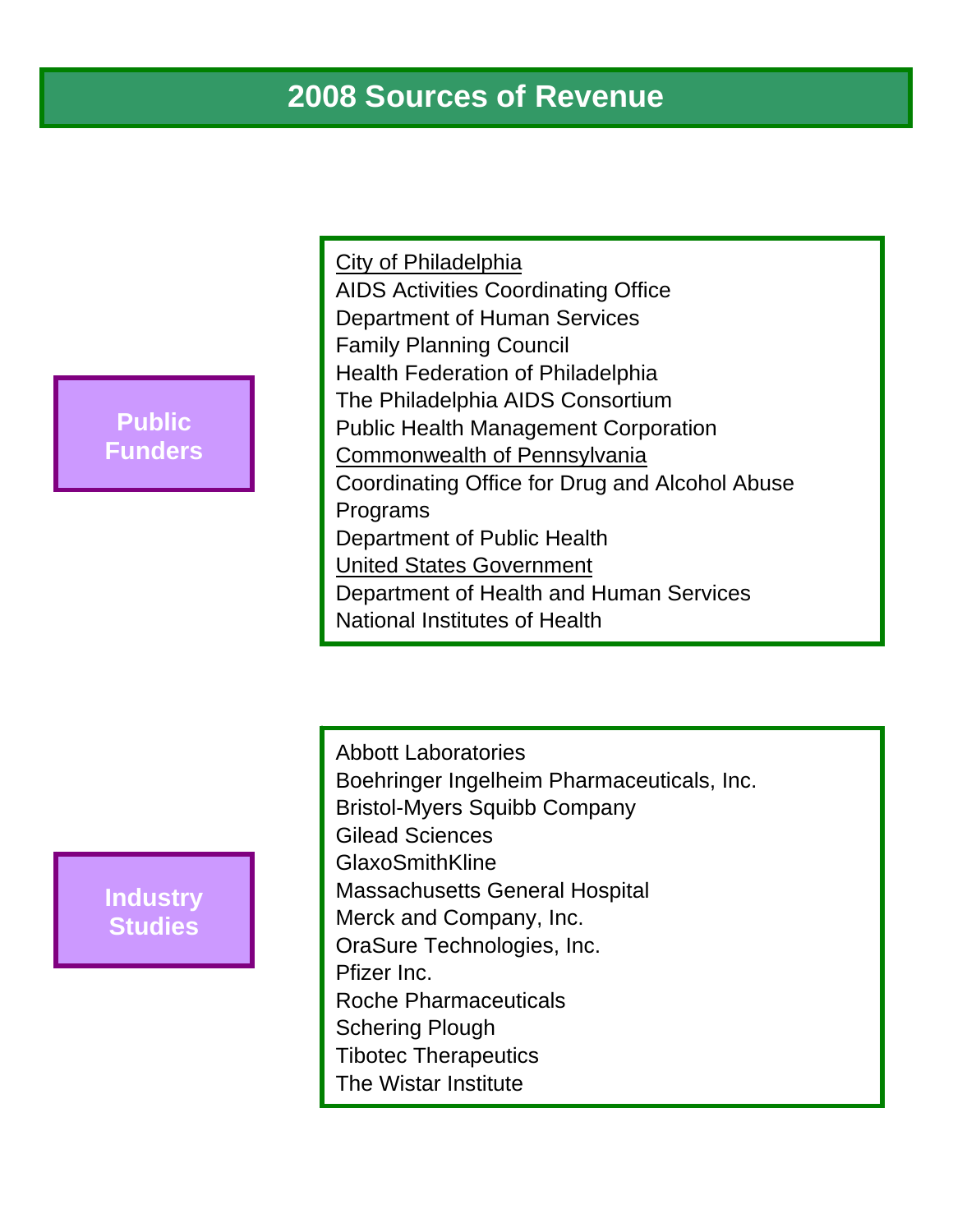# 2008 Sources of Revenue

## Public Funders

City of Philadelphia
- AIDS Activities Coordinating Office
- Department of Human Services
- Family Planning Council
- Health Federation of Philadelphia
- The Philadelphia AIDS Consortium
- Public Health Management Corporation

Commonwealth of Pennsylvania
- Coordinating Office for Drug and Alcohol Abuse Programs
- Department of Public Health

United States Government
- Department of Health and Human Services
- National Institutes of Health

## Industry Studies

- Abbott Laboratories
- Boehringer Ingelheim Pharmaceuticals, Inc.
- Bristol-Myers Squibb Company
- Gilead Sciences
- GlaxoSmithKline
- Massachusetts General Hospital
- Merck and Company, Inc.
- OraSure Technologies, Inc.
- Pfizer Inc.
- Roche Pharmaceuticals
- Schering Plough
- Tibotec Therapeutics
- The Wistar Institute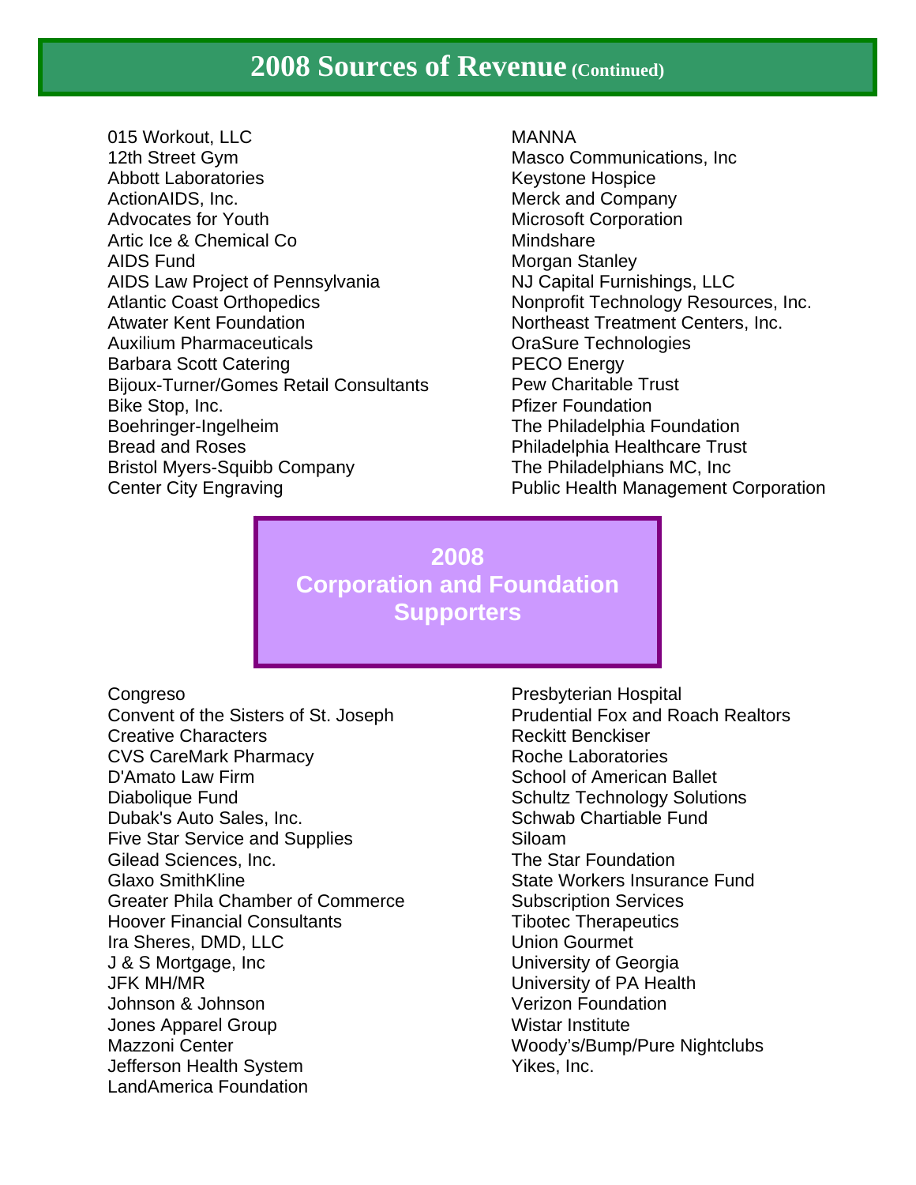# 2008 Sources of Revenue (Continued)

015 Workout, LLC
12th Street Gym
Abbott Laboratories
ActionAIDS, Inc.
Advocates for Youth
Artic Ice & Chemical Co
AIDS Fund
AIDS Law Project of Pennsylvania
Atlantic Coast Orthopedics
Atwater Kent Foundation
Auxilium Pharmaceuticals
Barbara Scott Catering
Bijoux-Turner/Gomes Retail Consultants
Bike Stop, Inc.
Boehringer-Ingelheim
Bread and Roses
Bristol Myers-Squibb Company
Center City Engraving
MANNA
Masco Communications, Inc
Keystone Hospice
Merck and Company
Microsoft Corporation
Mindshare
Morgan Stanley
NJ Capital Furnishings, LLC
Nonprofit Technology Resources, Inc.
Northeast Treatment Centers, Inc.
OraSure Technologies
PECO Energy
Pew Charitable Trust
Pfizer Foundation
The Philadelphia Foundation
Philadelphia Healthcare Trust
The Philadelphians MC, Inc
Public Health Management Corporation

## 2008 Corporation and Foundation Supporters

Congreso
Convent of the Sisters of St. Joseph
Creative Characters
CVS CareMark Pharmacy
D'Amato Law Firm
Diabolique Fund
Dubak's Auto Sales, Inc.
Five Star Service and Supplies
Gilead Sciences, Inc.
Glaxo SmithKline
Greater Phila Chamber of Commerce
Hoover Financial Consultants
Ira Sheres, DMD, LLC
J & S Mortgage, Inc
JFK MH/MR
Johnson & Johnson
Jones Apparel Group
Mazzoni Center
Jefferson Health System
LandAmerica Foundation
Presbyterian Hospital
Prudential Fox and Roach Realtors
Reckitt Benckiser
Roche Laboratories
School of American Ballet
Schultz Technology Solutions
Schwab Chartiable Fund
Siloam
The Star Foundation
State Workers Insurance Fund
Subscription Services
Tibotec Therapeutics
Union Gourmet
University of Georgia
University of PA Health
Verizon Foundation
Wistar Institute
Woody's/Bump/Pure Nightclubs
Yikes, Inc.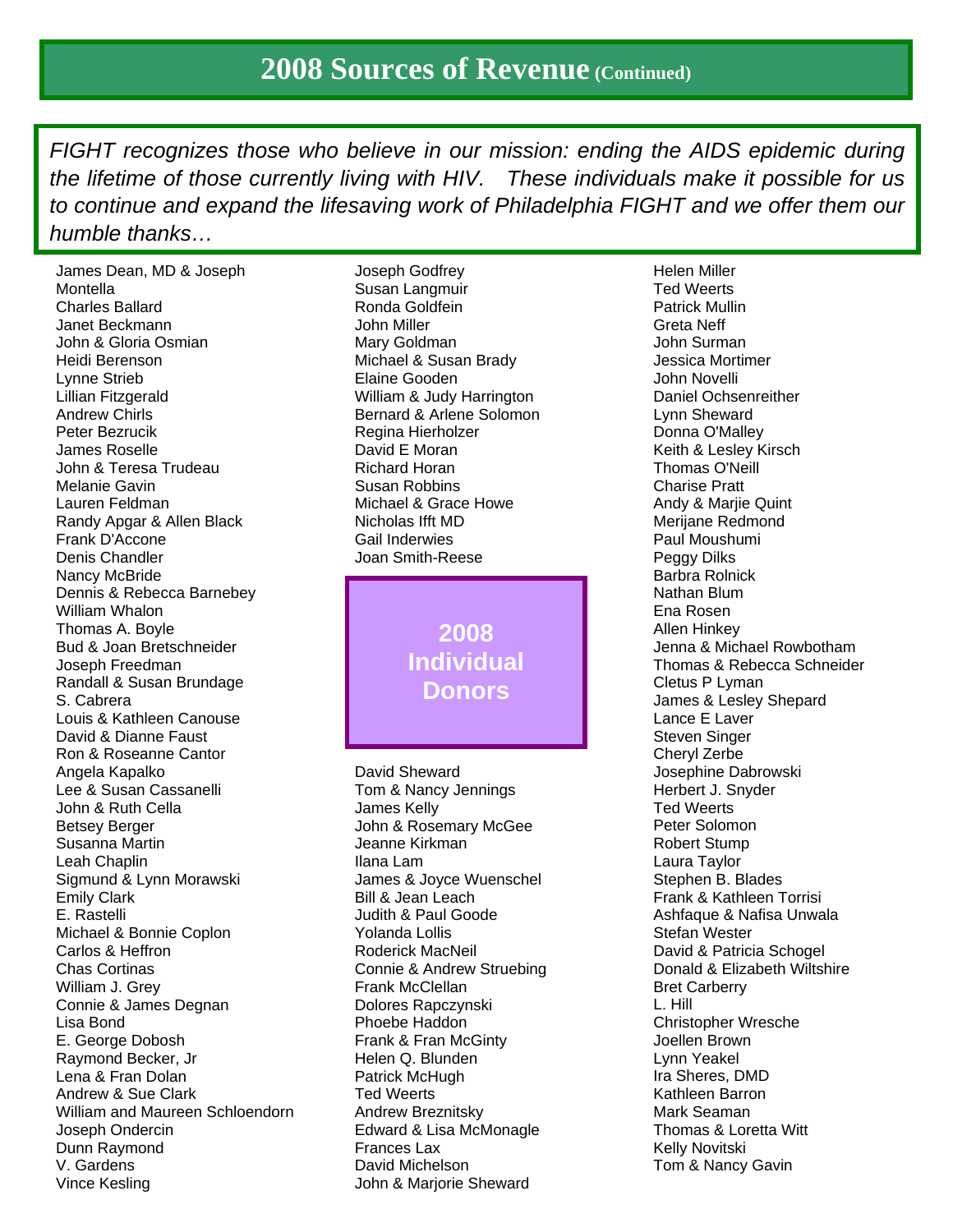# 2008 Sources of Revenue (Continued)

*FIGHT recognizes those who believe in our mission: ending the AIDS epidemic during the lifetime of those currently living with HIV. These individuals make it possible for us to continue and expand the lifesaving work of Philadelphia FIGHT and we offer them our humble thanks…*

## 2008 Individual Donors

James Dean, MD & Joseph Montella
Charles Ballard
Janet Beckmann
John & Gloria Osmian
Heidi Berenson
Lynne Strieb
Lillian Fitzgerald
Andrew Chirls
Peter Bezrucik
James Roselle
John & Teresa Trudeau
Melanie Gavin
Lauren Feldman
Randy Apgar & Allen Black
Frank D'Accone
Denis Chandler
Nancy McBride
Dennis & Rebecca Barnebey
William Whalon
Thomas A. Boyle
Bud & Joan Bretschneider
Joseph Freedman
Randall & Susan Brundage
S. Cabrera
Louis & Kathleen Canouse
David & Dianne Faust
Ron & Roseanne Cantor
Angela Kapalko
Lee & Susan Cassanelli
John & Ruth Cella
Betsey Berger
Susanna Martin
Leah Chaplin
Sigmund & Lynn Morawski
Emily Clark
E. Rastelli
Michael & Bonnie Coplon
Carlos & Heffron
Chas Cortinas
William J. Grey
Connie & James Degnan
Lisa Bond
E. George Dobosh
Raymond Becker, Jr
Lena & Fran Dolan
Andrew & Sue Clark
William and Maureen Schloendorn
Joseph Ondercin
Dunn Raymond
V. Gardens
Vince Kesling
Joseph Godfrey
Susan Langmuir
Ronda Goldfein
John Miller
Mary Goldman
Michael & Susan Brady
Elaine Gooden
William & Judy Harrington
Bernard & Arlene Solomon
Regina Hierholzer
David E Moran
Richard Horan
Susan Robbins
Michael & Grace Howe
Nicholas Ifft MD
Gail Inderwies
Joan Smith-Reese
David Sheward
Tom & Nancy Jennings
James Kelly
John & Rosemary McGee
Jeanne Kirkman
Ilana Lam
James & Joyce Wuenschel
Bill & Jean Leach
Judith & Paul Goode
Yolanda Lollis
Roderick MacNeil
Connie & Andrew Struebing
Frank McClellan
Dolores Rapczynski
Phoebe Haddon
Frank & Fran McGinty
Helen Q. Blunden
Patrick McHugh
Ted Weerts
Andrew Breznitsky
Edward & Lisa McMonagle
Frances Lax
David Michelson
John & Marjorie Sheward
Helen Miller
Ted Weerts
Patrick Mullin
Greta Neff
John Surman
Jessica Mortimer
John Novelli
Daniel Ochsenreither
Lynn Sheward
Donna O'Malley
Keith & Lesley Kirsch
Thomas O'Neill
Charise Pratt
Andy & Marjie Quint
Merijane Redmond
Paul Moushumi
Peggy Dilks
Barbra Rolnick
Nathan Blum
Ena Rosen
Allen Hinkey
Jenna & Michael Rowbotham
Thomas & Rebecca Schneider
Cletus P Lyman
James & Lesley Shepard
Lance E Laver
Steven Singer
Cheryl Zerbe
Josephine Dabrowski
Herbert J. Snyder
Ted Weerts
Peter Solomon
Robert Stump
Laura Taylor
Stephen B. Blades
Frank & Kathleen Torrisi
Ashfaque & Nafisa Unwala
Stefan Wester
David & Patricia Schogel
Donald & Elizabeth Wiltshire
Bret Carberry
L. Hill
Christopher Wresche
Joellen Brown
Lynn Yeakel
Ira Sheres, DMD
Kathleen Barron
Mark Seaman
Thomas & Loretta Witt
Kelly Novitski
Tom & Nancy Gavin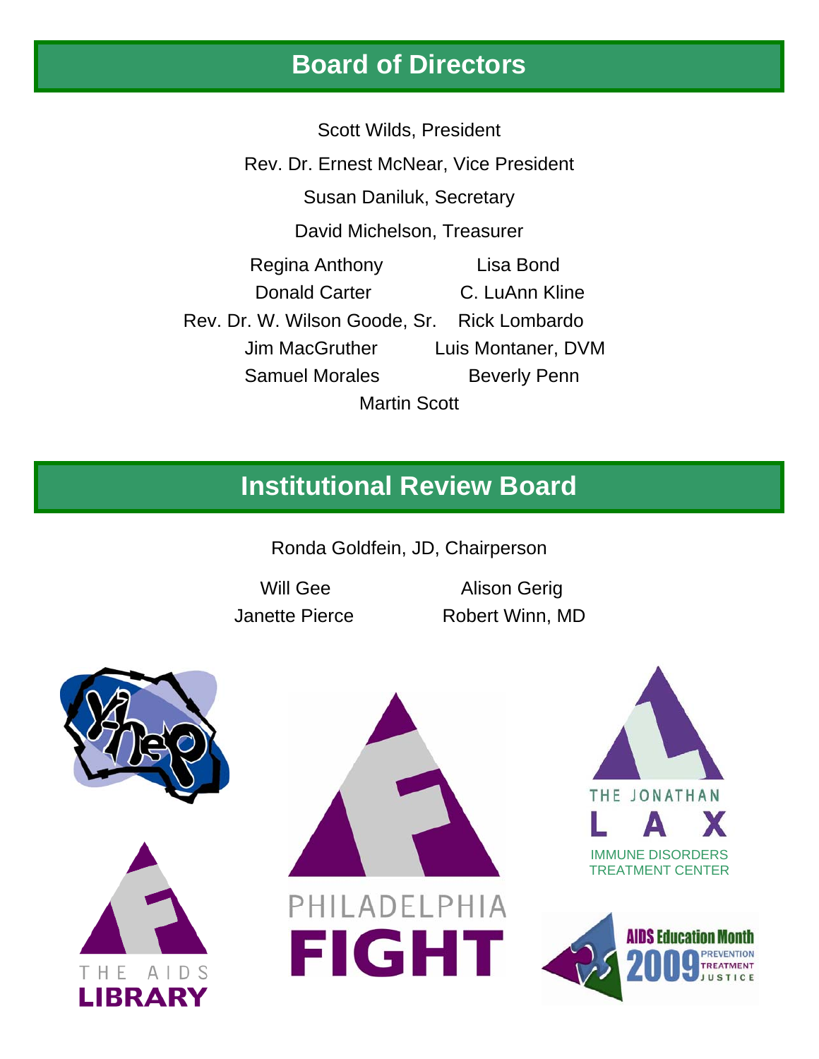## Board of Directors

Scott Wilds, President

Rev. Dr. Ernest McNear, Vice President

Susan Daniluk, Secretary

David Michelson, Treasurer

Regina Anthony

Lisa Bond

Donald Carter

C. LuAnn Kline

Rev. Dr. W. Wilson Goode, Sr.

Rick Lombardo

Jim MacGruther

Luis Montaner, DVM

Samuel Morales

Beverly Penn

Martin Scott

## Institutional Review Board

Ronda Goldfein, JD, Chairperson

Will Gee

Alison Gerig

Janette Pierce

Robert Winn, MD

Y-HEP

THE AIDS LIBRARY

PHILADELPHIA FIGHT

THE JONATHAN LAX IMMUNE DISORDERS TREATMENT CENTER

AIDS Education Month 2009 PREVENTION TREATMENT JUSTICE